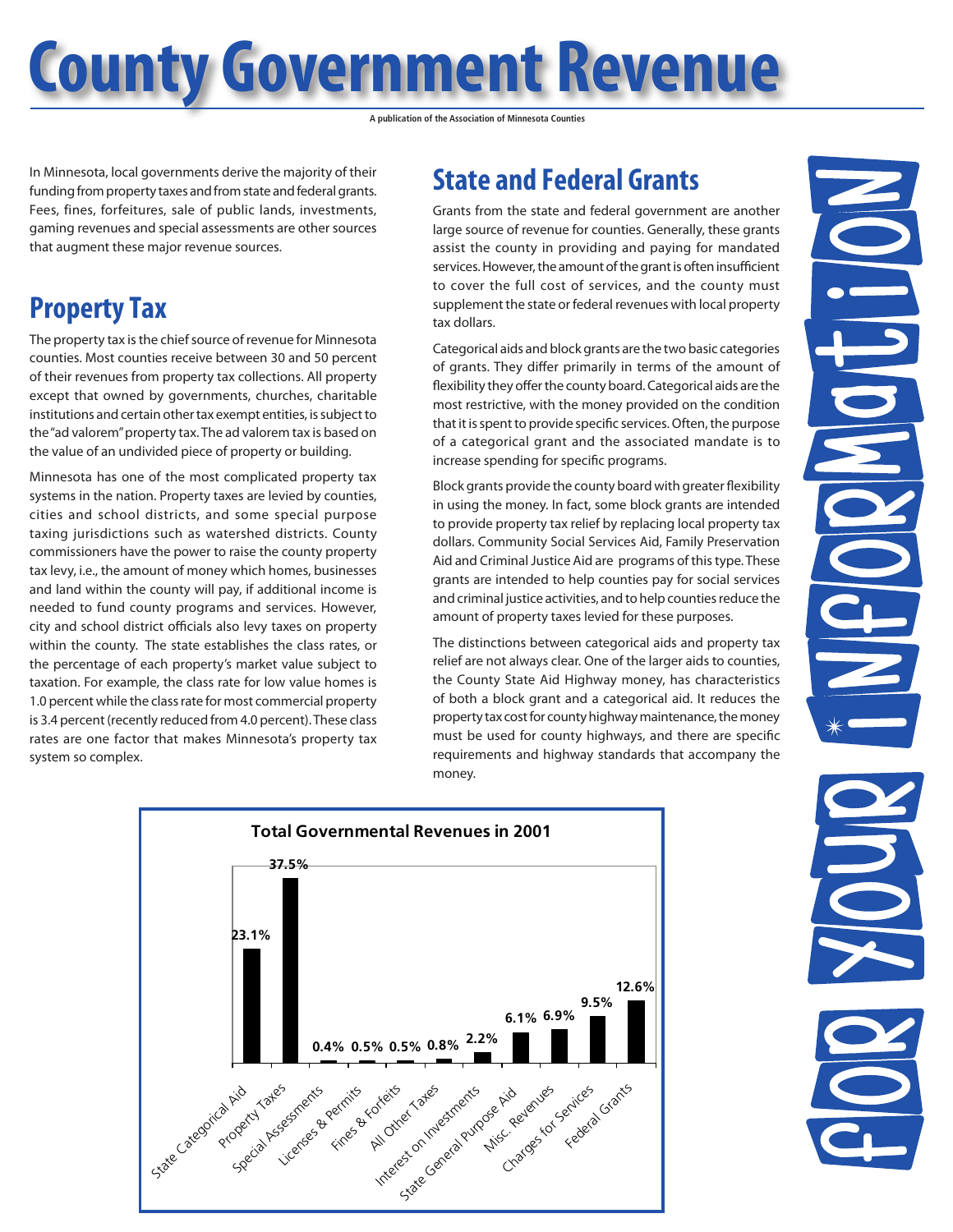# County Government Revenue

A publication of the Association of Minnesota Counties

In Minnesota, local governments derive the majority of their funding from property taxes and from state and federal grants. Fees, fines, forfeitures, sale of public lands, investments, gaming revenues and special assessments are other sources that augment these major revenue sources.

## Property Tax

The property tax is the chief source of revenue for Minnesota counties. Most counties receive between 30 and 50 percent of their revenues from property tax collections. All property except that owned by governments, churches, charitable institutions and certain other tax exempt entities, is subject to the "ad valorem" property tax. The ad valorem tax is based on the value of an undivided piece of property or building.

Minnesota has one of the most complicated property tax systems in the nation. Property taxes are levied by counties, cities and school districts, and some special purpose taxing jurisdictions such as watershed districts. County commissioners have the power to raise the county property tax levy, i.e., the amount of money which homes, businesses and land within the county will pay, if additional income is needed to fund county programs and services. However, city and school district officials also levy taxes on property within the county. The state establishes the class rates, or the percentage of each property's market value subject to taxation. For example, the class rate for low value homes is 1.0 percent while the class rate for most commercial property is 3.4 percent (recently reduced from 4.0 percent). These class rates are one factor that makes Minnesota's property tax system so complex.

## State and Federal Grants

Grants from the state and federal government are another large source of revenue for counties. Generally, these grants assist the county in providing and paying for mandated services. However, the amount of the grant is often insufficient to cover the full cost of services, and the county must supplement the state or federal revenues with local property tax dollars.

Categorical aids and block grants are the two basic categories of grants. They differ primarily in terms of the amount of flexibility they offer the county board. Categorical aids are the most restrictive, with the money provided on the condition that it is spent to provide specific services. Often, the purpose of a categorical grant and the associated mandate is to increase spending for specific programs.

Block grants provide the county board with greater flexibility in using the money. In fact, some block grants are intended to provide property tax relief by replacing local property tax dollars. Community Social Services Aid, Family Preservation Aid and Criminal Justice Aid are programs of this type. These grants are intended to help counties pay for social services and criminal justice activities, and to help counties reduce the amount of property taxes levied for these purposes.

The distinctions between categorical aids and property tax relief are not always clear. One of the larger aids to counties, the County State Aid Highway money, has characteristics of both a block grant and a categorical aid. It reduces the property tax cost for county highway maintenance, the money must be used for county highways, and there are specific requirements and highway standards that accompany the money.

**Total Governmental Revenues in 2001**

| Revenue Source | Percent |
|---|---|
| State Categorical Aid | 23.1% |
| Property Taxes | 37.5% |
| Special Assessments | 0.4% |
| Licenses & Permits | 0.5% |
| Fines & Forfeits | 0.5% |
| All Other Taxes | 0.8% |
| Interest on Investments | 2.2% |
| State General Purpose Aid | 6.1% |
| Misc. Revenues | 6.9% |
| Charges for Services | 9.5% |
| Federal Grants | 12.6% |

FOR YOUR INFORMATION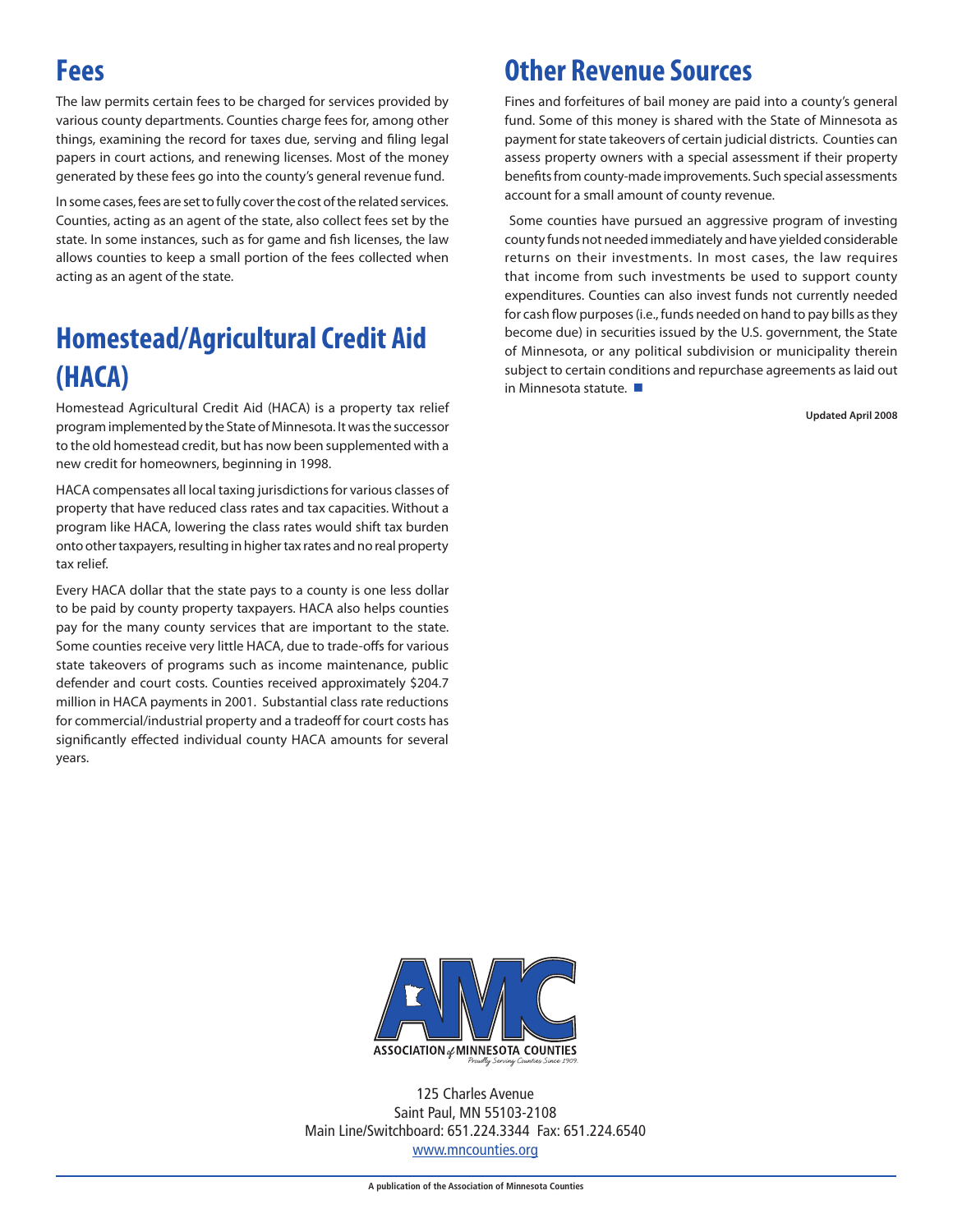## Fees

The law permits certain fees to be charged for services provided by various county departments. Counties charge fees for, among other things, examining the record for taxes due, serving and filing legal papers in court actions, and renewing licenses. Most of the money generated by these fees go into the county's general revenue fund.

In some cases, fees are set to fully cover the cost of the related services. Counties, acting as an agent of the state, also collect fees set by the state. In some instances, such as for game and fish licenses, the law allows counties to keep a small portion of the fees collected when acting as an agent of the state.

## Homestead/Agricultural Credit Aid (HACA)

Homestead Agricultural Credit Aid (HACA) is a property tax relief program implemented by the State of Minnesota. It was the successor to the old homestead credit, but has now been supplemented with a new credit for homeowners, beginning in 1998.

HACA compensates all local taxing jurisdictions for various classes of property that have reduced class rates and tax capacities. Without a program like HACA, lowering the class rates would shift tax burden onto other taxpayers, resulting in higher tax rates and no real property tax relief.

Every HACA dollar that the state pays to a county is one less dollar to be paid by county property taxpayers. HACA also helps counties pay for the many county services that are important to the state. Some counties receive very little HACA, due to trade-offs for various state takeovers of programs such as income maintenance, public defender and court costs. Counties received approximately $204.7 million in HACA payments in 2001. Substantial class rate reductions for commercial/industrial property and a tradeoff for court costs has significantly effected individual county HACA amounts for several years.

## Other Revenue Sources

Fines and forfeitures of bail money are paid into a county's general fund. Some of this money is shared with the State of Minnesota as payment for state takeovers of certain judicial districts. Counties can assess property owners with a special assessment if their property benefits from county-made improvements. Such special assessments account for a small amount of county revenue.

Some counties have pursued an aggressive program of investing county funds not needed immediately and have yielded considerable returns on their investments. In most cases, the law requires that income from such investments be used to support county expenditures. Counties can also invest funds not currently needed for cash flow purposes (i.e., funds needed on hand to pay bills as they become due) in securities issued by the U.S. government, the State of Minnesota, or any political subdivision or municipality therein subject to certain conditions and repurchase agreements as laid out in Minnesota statute. ■

**Updated April 2008**

ASSOCIATION of MINNESOTA COUNTIES
*Proudly Serving Counties Since 1909.*

125 Charles Avenue
Saint Paul, MN 55103-2108
Main Line/Switchboard: 651.224.3344 Fax: 651.224.6540
www.mncounties.org

**A publication of the Association of Minnesota Counties**